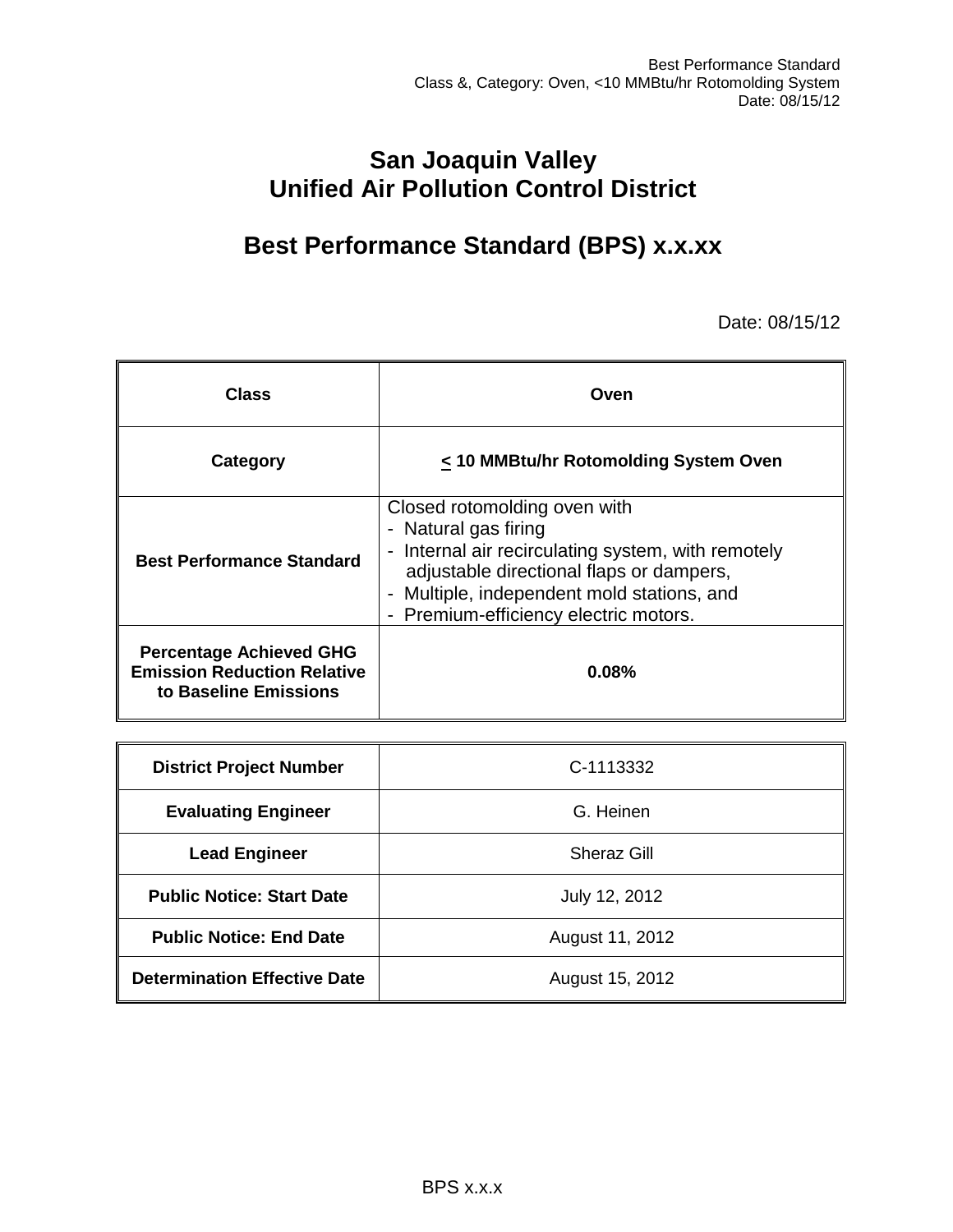# San Joaquin Valley Unified Air Pollution Control District

## Best Performance Standard (BPS) x.x.xx

Date: 08/15/12

| Class | Oven |
|---|---|
| **Category** | **≤ 10 MMBtu/hr Rotomolding System Oven** |
| **Best Performance Standard** | Closed rotomolding oven with<br>- Natural gas firing<br>- Internal air recirculating system, with remotely adjustable directional flaps or dampers,<br>- Multiple, independent mold stations, and<br>- Premium-efficiency electric motors. |
| **Percentage Achieved GHG Emission Reduction Relative to Baseline Emissions** | **0.08%** |

| District Project Number | C-1113332 |
|---|---|
| **Evaluating Engineer** | G. Heinen |
| **Lead Engineer** | Sheraz Gill |
| **Public Notice: Start Date** | July 12, 2012 |
| **Public Notice: End Date** | August 11, 2012 |
| **Determination Effective Date** | August 15, 2012 |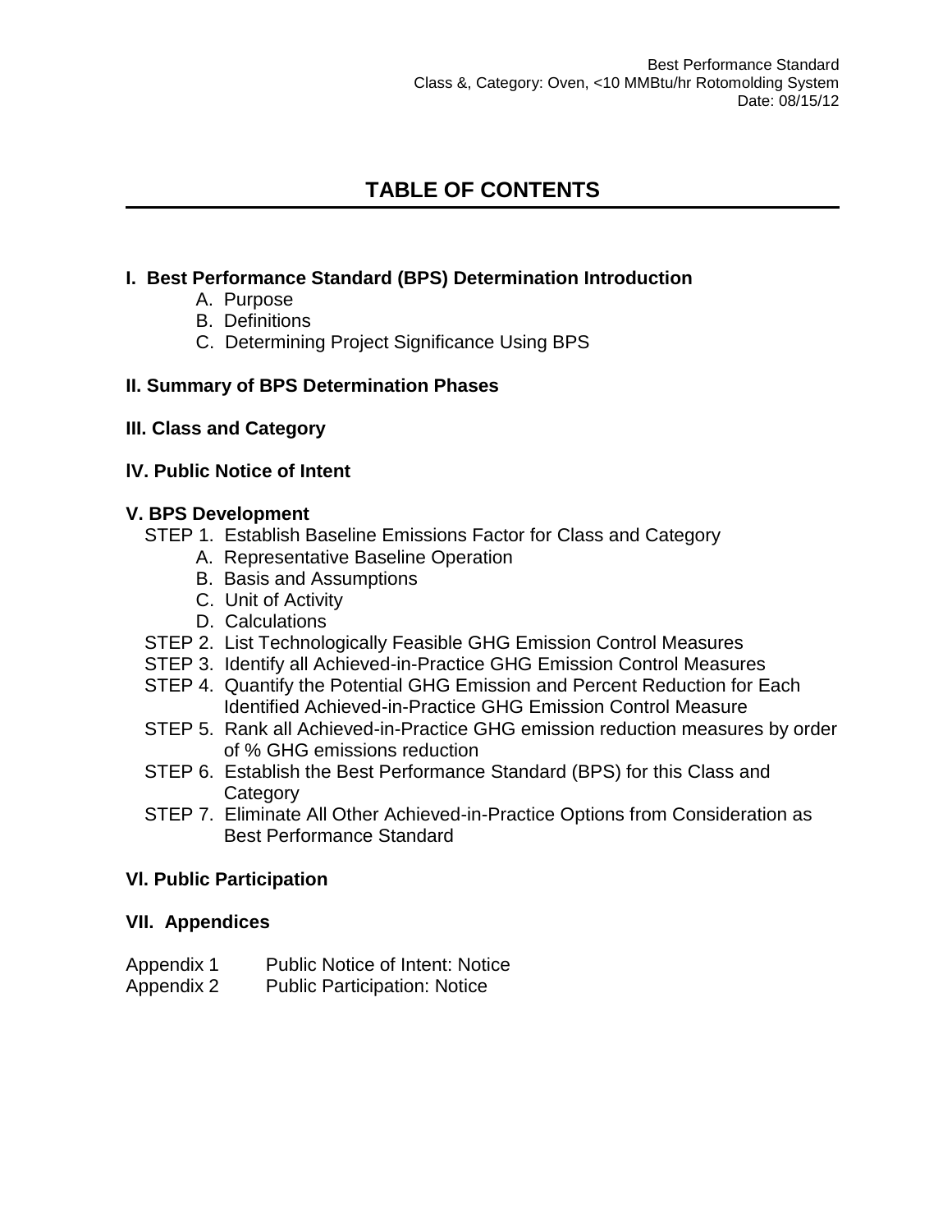# TABLE OF CONTENTS

**I. Best Performance Standard (BPS) Determination Introduction**

- A. Purpose
- B. Definitions
- C. Determining Project Significance Using BPS

**II. Summary of BPS Determination Phases**

**III. Class and Category**

**IV. Public Notice of Intent**

**V. BPS Development**

- STEP 1. Establish Baseline Emissions Factor for Class and Category
  - A. Representative Baseline Operation
  - B. Basis and Assumptions
  - C. Unit of Activity
  - D. Calculations
- STEP 2. List Technologically Feasible GHG Emission Control Measures
- STEP 3. Identify all Achieved-in-Practice GHG Emission Control Measures
- STEP 4. Quantify the Potential GHG Emission and Percent Reduction for Each Identified Achieved-in-Practice GHG Emission Control Measure
- STEP 5. Rank all Achieved-in-Practice GHG emission reduction measures by order of % GHG emissions reduction
- STEP 6. Establish the Best Performance Standard (BPS) for this Class and Category
- STEP 7. Eliminate All Other Achieved-in-Practice Options from Consideration as Best Performance Standard

**VI. Public Participation**

**VII. Appendices**

Appendix 1 Public Notice of Intent: Notice
Appendix 2 Public Participation: Notice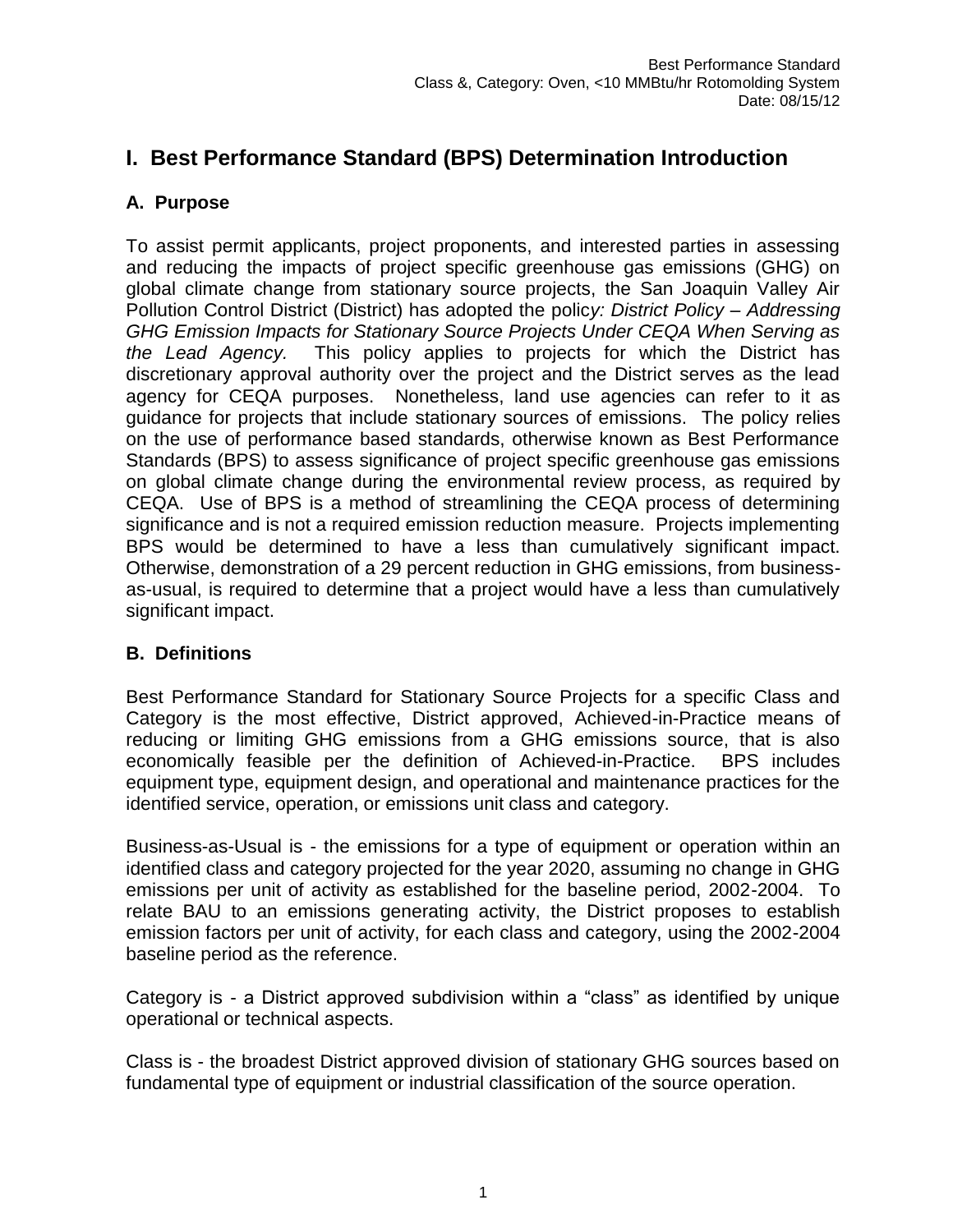# I. Best Performance Standard (BPS) Determination Introduction

## A. Purpose

To assist permit applicants, project proponents, and interested parties in assessing and reducing the impacts of project specific greenhouse gas emissions (GHG) on global climate change from stationary source projects, the San Joaquin Valley Air Pollution Control District (District) has adopted the polic*y: District Policy – Addressing GHG Emission Impacts for Stationary Source Projects Under CEQA When Serving as the Lead Agency.* This policy applies to projects for which the District has discretionary approval authority over the project and the District serves as the lead agency for CEQA purposes. Nonetheless, land use agencies can refer to it as guidance for projects that include stationary sources of emissions. The policy relies on the use of performance based standards, otherwise known as Best Performance Standards (BPS) to assess significance of project specific greenhouse gas emissions on global climate change during the environmental review process, as required by CEQA. Use of BPS is a method of streamlining the CEQA process of determining significance and is not a required emission reduction measure. Projects implementing BPS would be determined to have a less than cumulatively significant impact. Otherwise, demonstration of a 29 percent reduction in GHG emissions, from business-as-usual, is required to determine that a project would have a less than cumulatively significant impact.

## B. Definitions

Best Performance Standard for Stationary Source Projects for a specific Class and Category is the most effective, District approved, Achieved-in-Practice means of reducing or limiting GHG emissions from a GHG emissions source, that is also economically feasible per the definition of Achieved-in-Practice. BPS includes equipment type, equipment design, and operational and maintenance practices for the identified service, operation, or emissions unit class and category.

Business-as-Usual is - the emissions for a type of equipment or operation within an identified class and category projected for the year 2020, assuming no change in GHG emissions per unit of activity as established for the baseline period, 2002-2004. To relate BAU to an emissions generating activity, the District proposes to establish emission factors per unit of activity, for each class and category, using the 2002-2004 baseline period as the reference.

Category is - a District approved subdivision within a "class" as identified by unique operational or technical aspects.

Class is - the broadest District approved division of stationary GHG sources based on fundamental type of equipment or industrial classification of the source operation.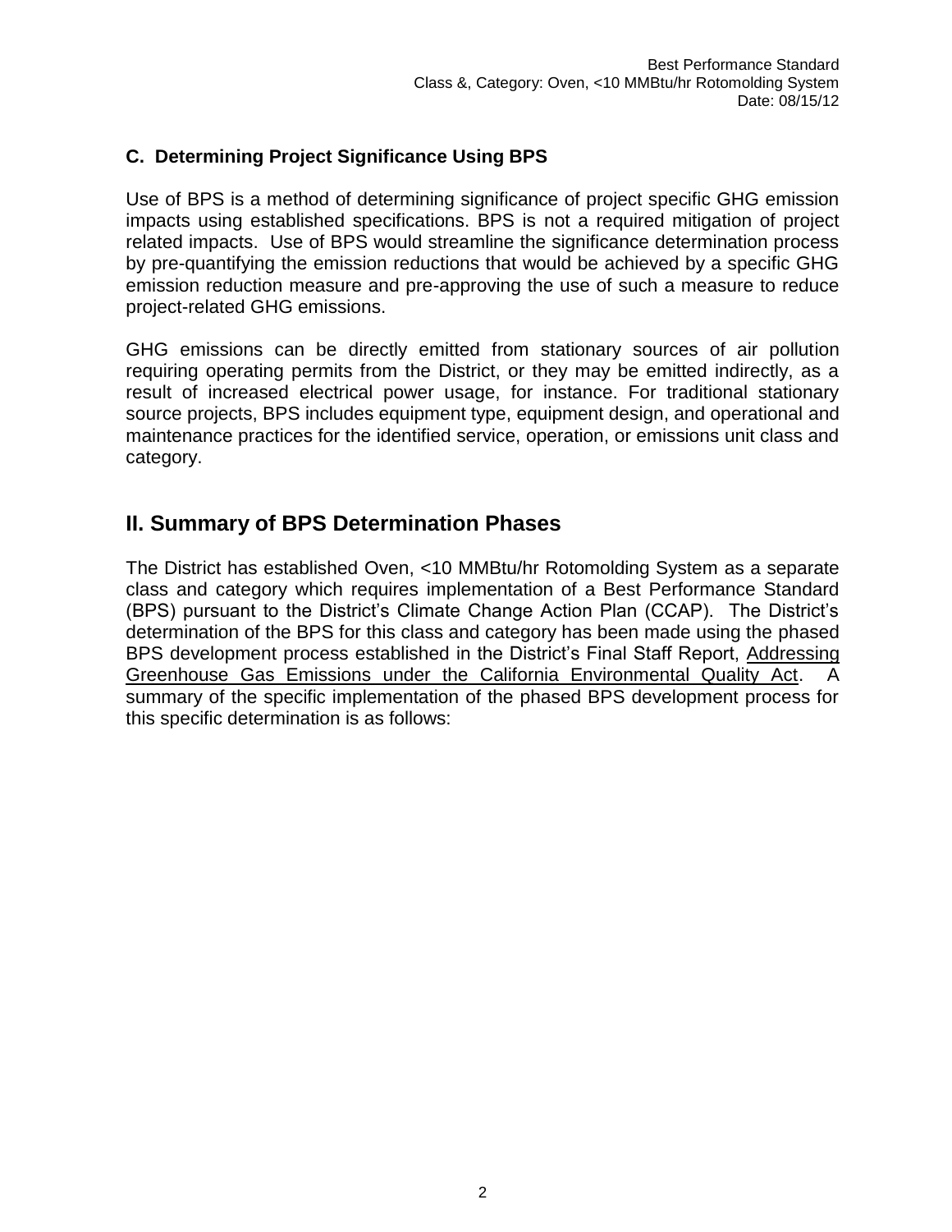### C. Determining Project Significance Using BPS

Use of BPS is a method of determining significance of project specific GHG emission impacts using established specifications. BPS is not a required mitigation of project related impacts. Use of BPS would streamline the significance determination process by pre-quantifying the emission reductions that would be achieved by a specific GHG emission reduction measure and pre-approving the use of such a measure to reduce project-related GHG emissions.

GHG emissions can be directly emitted from stationary sources of air pollution requiring operating permits from the District, or they may be emitted indirectly, as a result of increased electrical power usage, for instance. For traditional stationary source projects, BPS includes equipment type, equipment design, and operational and maintenance practices for the identified service, operation, or emissions unit class and category.

## II. Summary of BPS Determination Phases

The District has established Oven, <10 MMBtu/hr Rotomolding System as a separate class and category which requires implementation of a Best Performance Standard (BPS) pursuant to the District's Climate Change Action Plan (CCAP). The District's determination of the BPS for this class and category has been made using the phased BPS development process established in the District's Final Staff Report, Addressing Greenhouse Gas Emissions under the California Environmental Quality Act. A summary of the specific implementation of the phased BPS development process for this specific determination is as follows: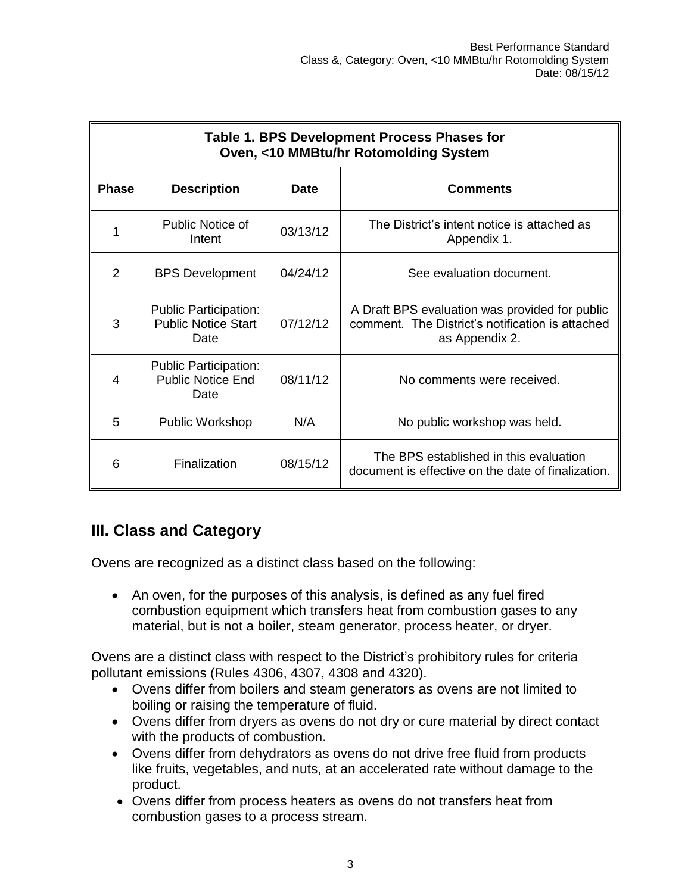**Table 1. BPS Development Process Phases for Oven, <10 MMBtu/hr Rotomolding System**

| Phase | Description | Date | Comments |
|---|---|---|---|
| 1 | Public Notice of Intent | 03/13/12 | The District's intent notice is attached as Appendix 1. |
| 2 | BPS Development | 04/24/12 | See evaluation document. |
| 3 | Public Participation: Public Notice Start Date | 07/12/12 | A Draft BPS evaluation was provided for public comment. The District's notification is attached as Appendix 2. |
| 4 | Public Participation: Public Notice End Date | 08/11/12 | No comments were received. |
| 5 | Public Workshop | N/A | No public workshop was held. |
| 6 | Finalization | 08/15/12 | The BPS established in this evaluation document is effective on the date of finalization. |

## III. Class and Category

Ovens are recognized as a distinct class based on the following:

- An oven, for the purposes of this analysis, is defined as any fuel fired combustion equipment which transfers heat from combustion gases to any material, but is not a boiler, steam generator, process heater, or dryer.

Ovens are a distinct class with respect to the District's prohibitory rules for criteria pollutant emissions (Rules 4306, 4307, 4308 and 4320).

- Ovens differ from boilers and steam generators as ovens are not limited to boiling or raising the temperature of fluid.
- Ovens differ from dryers as ovens do not dry or cure material by direct contact with the products of combustion.
- Ovens differ from dehydrators as ovens do not drive free fluid from products like fruits, vegetables, and nuts, at an accelerated rate without damage to the product.
- Ovens differ from process heaters as ovens do not transfers heat from combustion gases to a process stream.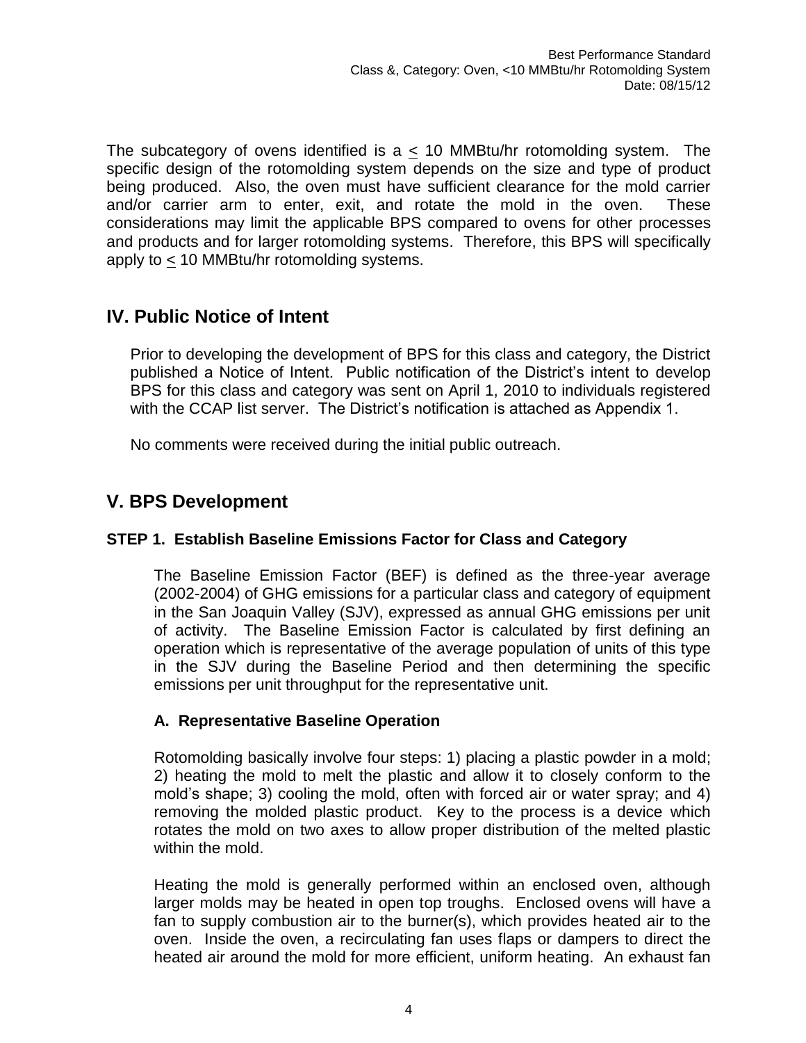The subcategory of ovens identified is a ≤ 10 MMBtu/hr rotomolding system. The specific design of the rotomolding system depends on the size and type of product being produced. Also, the oven must have sufficient clearance for the mold carrier and/or carrier arm to enter, exit, and rotate the mold in the oven. These considerations may limit the applicable BPS compared to ovens for other processes and products and for larger rotomolding systems. Therefore, this BPS will specifically apply to ≤ 10 MMBtu/hr rotomolding systems.

## IV. Public Notice of Intent

Prior to developing the development of BPS for this class and category, the District published a Notice of Intent. Public notification of the District's intent to develop BPS for this class and category was sent on April 1, 2010 to individuals registered with the CCAP list server. The District's notification is attached as Appendix 1.

No comments were received during the initial public outreach.

## V. BPS Development

### STEP 1. Establish Baseline Emissions Factor for Class and Category

The Baseline Emission Factor (BEF) is defined as the three-year average (2002-2004) of GHG emissions for a particular class and category of equipment in the San Joaquin Valley (SJV), expressed as annual GHG emissions per unit of activity. The Baseline Emission Factor is calculated by first defining an operation which is representative of the average population of units of this type in the SJV during the Baseline Period and then determining the specific emissions per unit throughput for the representative unit.

#### A. Representative Baseline Operation

Rotomolding basically involve four steps: 1) placing a plastic powder in a mold; 2) heating the mold to melt the plastic and allow it to closely conform to the mold's shape; 3) cooling the mold, often with forced air or water spray; and 4) removing the molded plastic product. Key to the process is a device which rotates the mold on two axes to allow proper distribution of the melted plastic within the mold.

Heating the mold is generally performed within an enclosed oven, although larger molds may be heated in open top troughs. Enclosed ovens will have a fan to supply combustion air to the burner(s), which provides heated air to the oven. Inside the oven, a recirculating fan uses flaps or dampers to direct the heated air around the mold for more efficient, uniform heating. An exhaust fan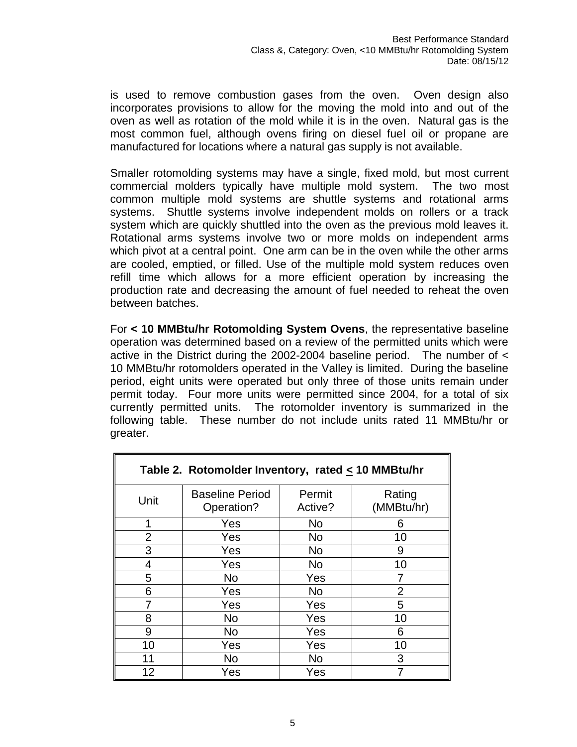is used to remove combustion gases from the oven. Oven design also incorporates provisions to allow for the moving the mold into and out of the oven as well as rotation of the mold while it is in the oven. Natural gas is the most common fuel, although ovens firing on diesel fuel oil or propane are manufactured for locations where a natural gas supply is not available.

Smaller rotomolding systems may have a single, fixed mold, but most current commercial molders typically have multiple mold system. The two most common multiple mold systems are shuttle systems and rotational arms systems. Shuttle systems involve independent molds on rollers or a track system which are quickly shuttled into the oven as the previous mold leaves it. Rotational arms systems involve two or more molds on independent arms which pivot at a central point. One arm can be in the oven while the other arms are cooled, emptied, or filled. Use of the multiple mold system reduces oven refill time which allows for a more efficient operation by increasing the production rate and decreasing the amount of fuel needed to reheat the oven between batches.

For **< 10 MMBtu/hr Rotomolding System Ovens**, the representative baseline operation was determined based on a review of the permitted units which were active in the District during the 2002-2004 baseline period. The number of < 10 MMBtu/hr rotomolders operated in the Valley is limited. During the baseline period, eight units were operated but only three of those units remain under permit today. Four more units were permitted since 2004, for a total of six currently permitted units. The rotomolder inventory is summarized in the following table. These number do not include units rated 11 MMBtu/hr or greater.

**Table 2. Rotomolder Inventory, rated ≤ 10 MMBtu/hr**

| Unit | Baseline Period Operation? | Permit Active? | Rating (MMBtu/hr) |
|---|---|---|---|
| 1 | Yes | No | 6 |
| 2 | Yes | No | 10 |
| 3 | Yes | No | 9 |
| 4 | Yes | No | 10 |
| 5 | No | Yes | 7 |
| 6 | Yes | No | 2 |
| 7 | Yes | Yes | 5 |
| 8 | No | Yes | 10 |
| 9 | No | Yes | 6 |
| 10 | Yes | Yes | 10 |
| 11 | No | No | 3 |
| 12 | Yes | Yes | 7 |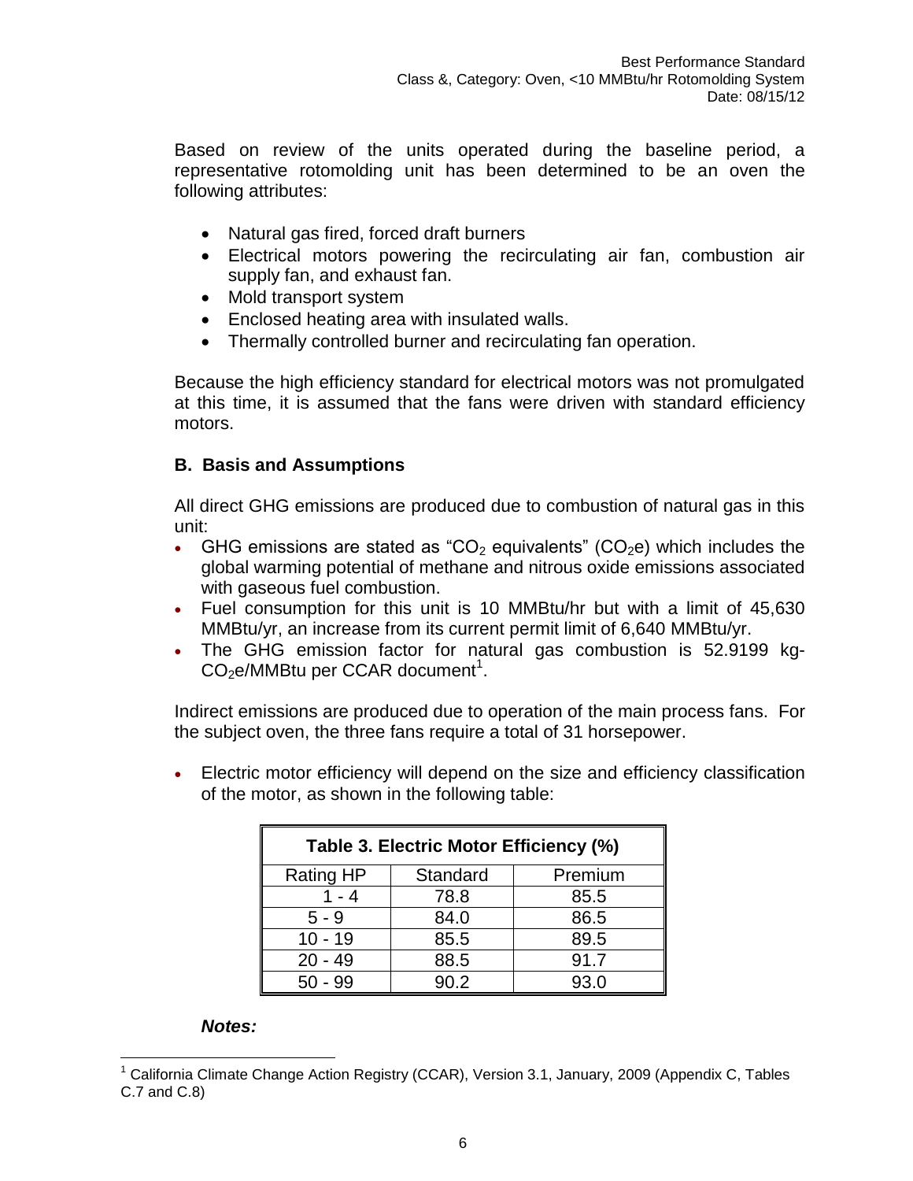Based on review of the units operated during the baseline period, a representative rotomolding unit has been determined to be an oven the following attributes:

- Natural gas fired, forced draft burners
- Electrical motors powering the recirculating air fan, combustion air supply fan, and exhaust fan.
- Mold transport system
- Enclosed heating area with insulated walls.
- Thermally controlled burner and recirculating fan operation.

Because the high efficiency standard for electrical motors was not promulgated at this time, it is assumed that the fans were driven with standard efficiency motors.

## B. Basis and Assumptions

All direct GHG emissions are produced due to combustion of natural gas in this unit:

- GHG emissions are stated as "$CO_2$ equivalents" ($CO_2e$) which includes the global warming potential of methane and nitrous oxide emissions associated with gaseous fuel combustion.
- Fuel consumption for this unit is 10 MMBtu/hr but with a limit of 45,630 MMBtu/yr, an increase from its current permit limit of 6,640 MMBtu/yr.
- The GHG emission factor for natural gas combustion is 52.9199 kg-$CO_2e$/MMBtu per CCAR document[1].

Indirect emissions are produced due to operation of the main process fans. For the subject oven, the three fans require a total of 31 horsepower.

- Electric motor efficiency will depend on the size and efficiency classification of the motor, as shown in the following table:

**Table 3. Electric Motor Efficiency (%)**

| Rating HP | Standard | Premium |
|---|---|---|
| 1 - 4 | 78.8 | 85.5 |
| 5 - 9 | 84.0 | 86.5 |
| 10 - 19 | 85.5 | 89.5 |
| 20 - 49 | 88.5 | 91.7 |
| 50 - 99 | 90.2 | 93.0 |

***Notes:***

[1] California Climate Change Action Registry (CCAR), Version 3.1, January, 2009 (Appendix C, Tables C.7 and C.8)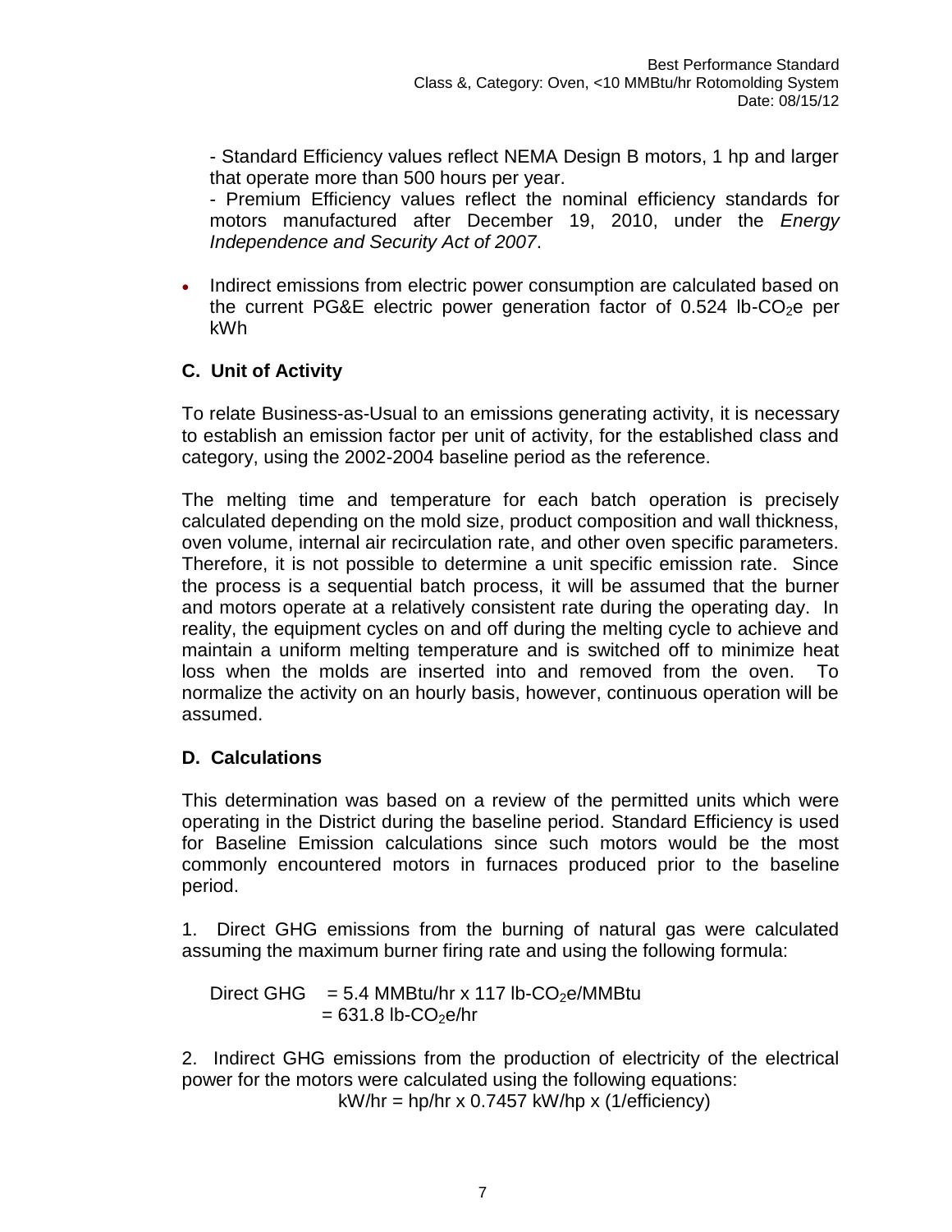- Standard Efficiency values reflect NEMA Design B motors, 1 hp and larger that operate more than 500 hours per year.
- Premium Efficiency values reflect the nominal efficiency standards for motors manufactured after December 19, 2010, under the *Energy Independence and Security Act of 2007*.

- Indirect emissions from electric power consumption are calculated based on the current PG&E electric power generation factor of 0.524 lb-$CO_2$e per kWh

## C. Unit of Activity

To relate Business-as-Usual to an emissions generating activity, it is necessary to establish an emission factor per unit of activity, for the established class and category, using the 2002-2004 baseline period as the reference.

The melting time and temperature for each batch operation is precisely calculated depending on the mold size, product composition and wall thickness, oven volume, internal air recirculation rate, and other oven specific parameters. Therefore, it is not possible to determine a unit specific emission rate. Since the process is a sequential batch process, it will be assumed that the burner and motors operate at a relatively consistent rate during the operating day. In reality, the equipment cycles on and off during the melting cycle to achieve and maintain a uniform melting temperature and is switched off to minimize heat loss when the molds are inserted into and removed from the oven. To normalize the activity on an hourly basis, however, continuous operation will be assumed.

## D. Calculations

This determination was based on a review of the permitted units which were operating in the District during the baseline period. Standard Efficiency is used for Baseline Emission calculations since such motors would be the most commonly encountered motors in furnaces produced prior to the baseline period.

1. Direct GHG emissions from the burning of natural gas were calculated assuming the maximum burner firing rate and using the following formula:

$$\text{Direct GHG} = 5.4 \text{ MMBtu/hr} \times 117 \text{ lb-}CO_2\text{e/MMBtu}$$
$$= 631.8 \text{ lb-}CO_2\text{e/hr}$$

2. Indirect GHG emissions from the production of electricity of the electrical power for the motors were calculated using the following equations:

$$\text{kW/hr} = \text{hp/hr} \times 0.7457 \text{ kW/hp} \times (1/\text{efficiency})$$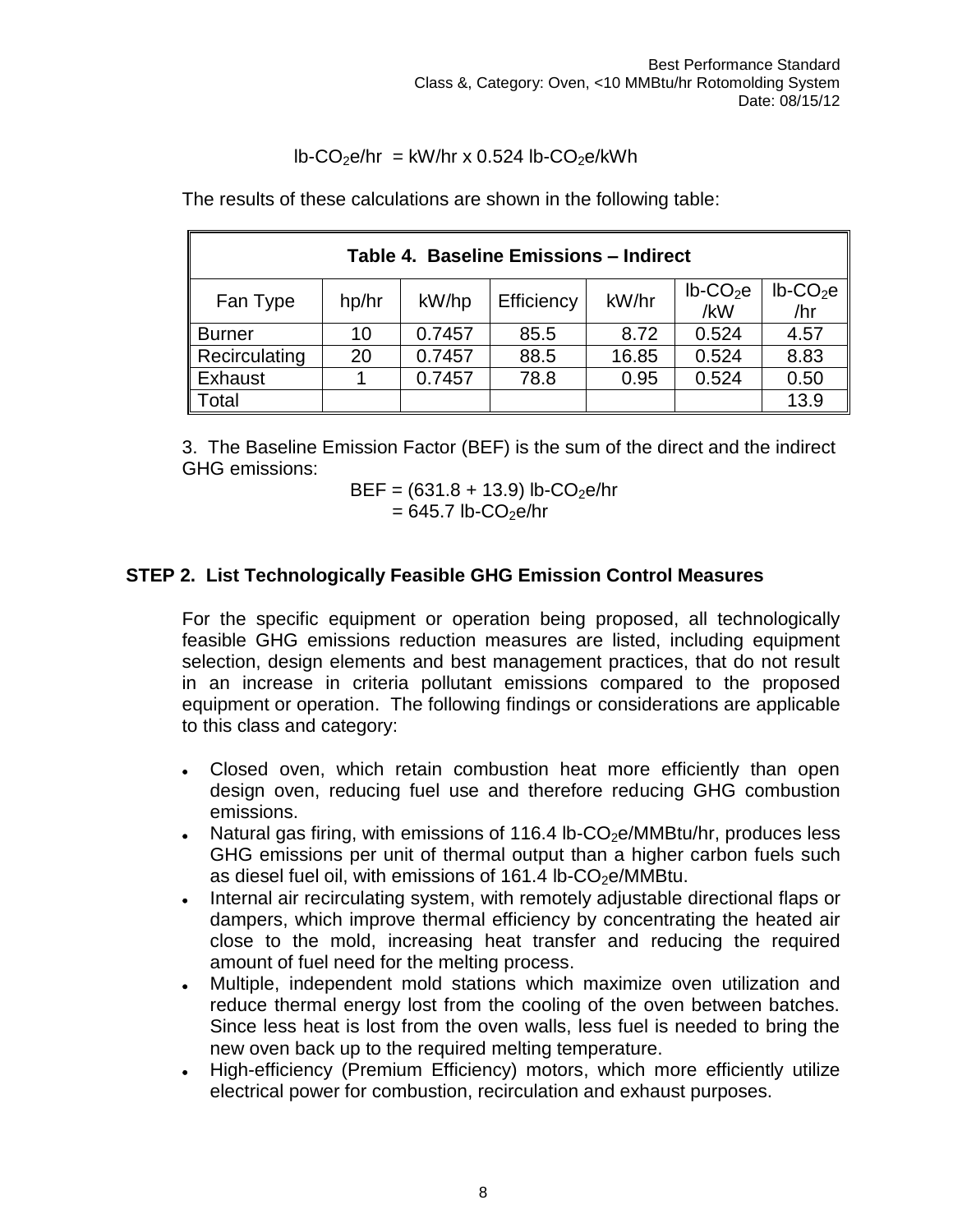$$lb\text{-}CO_2e/hr = kW/hr \times 0.524\ lb\text{-}CO_2e/kWh$$

The results of these calculations are shown in the following table:

| **Table 4. Baseline Emissions – Indirect** | | | | | | |
|---|---|---|---|---|---|---|
| Fan Type | hp/hr | kW/hp | Efficiency | kW/hr | lb-$CO_2$e /kW | lb-$CO_2$e /hr |
| Burner | 10 | 0.7457 | 85.5 | 8.72 | 0.524 | 4.57 |
| Recirculating | 20 | 0.7457 | 88.5 | 16.85 | 0.524 | 8.83 |
| Exhaust | 1 | 0.7457 | 78.8 | 0.95 | 0.524 | 0.50 |
| Total | | | | | | 13.9 |

3. The Baseline Emission Factor (BEF) is the sum of the direct and the indirect GHG emissions:

$$BEF = (631.8 + 13.9)\ lb\text{-}CO_2e/hr$$
$$= 645.7\ lb\text{-}CO_2e/hr$$

## STEP 2. List Technologically Feasible GHG Emission Control Measures

For the specific equipment or operation being proposed, all technologically feasible GHG emissions reduction measures are listed, including equipment selection, design elements and best management practices, that do not result in an increase in criteria pollutant emissions compared to the proposed equipment or operation. The following findings or considerations are applicable to this class and category:

- Closed oven, which retain combustion heat more efficiently than open design oven, reducing fuel use and therefore reducing GHG combustion emissions.
- Natural gas firing, with emissions of 116.4 lb-$CO_2$e/MMBtu/hr, produces less GHG emissions per unit of thermal output than a higher carbon fuels such as diesel fuel oil, with emissions of 161.4 lb-$CO_2$e/MMBtu.
- Internal air recirculating system, with remotely adjustable directional flaps or dampers, which improve thermal efficiency by concentrating the heated air close to the mold, increasing heat transfer and reducing the required amount of fuel need for the melting process.
- Multiple, independent mold stations which maximize oven utilization and reduce thermal energy lost from the cooling of the oven between batches. Since less heat is lost from the oven walls, less fuel is needed to bring the new oven back up to the required melting temperature.
- High-efficiency (Premium Efficiency) motors, which more efficiently utilize electrical power for combustion, recirculation and exhaust purposes.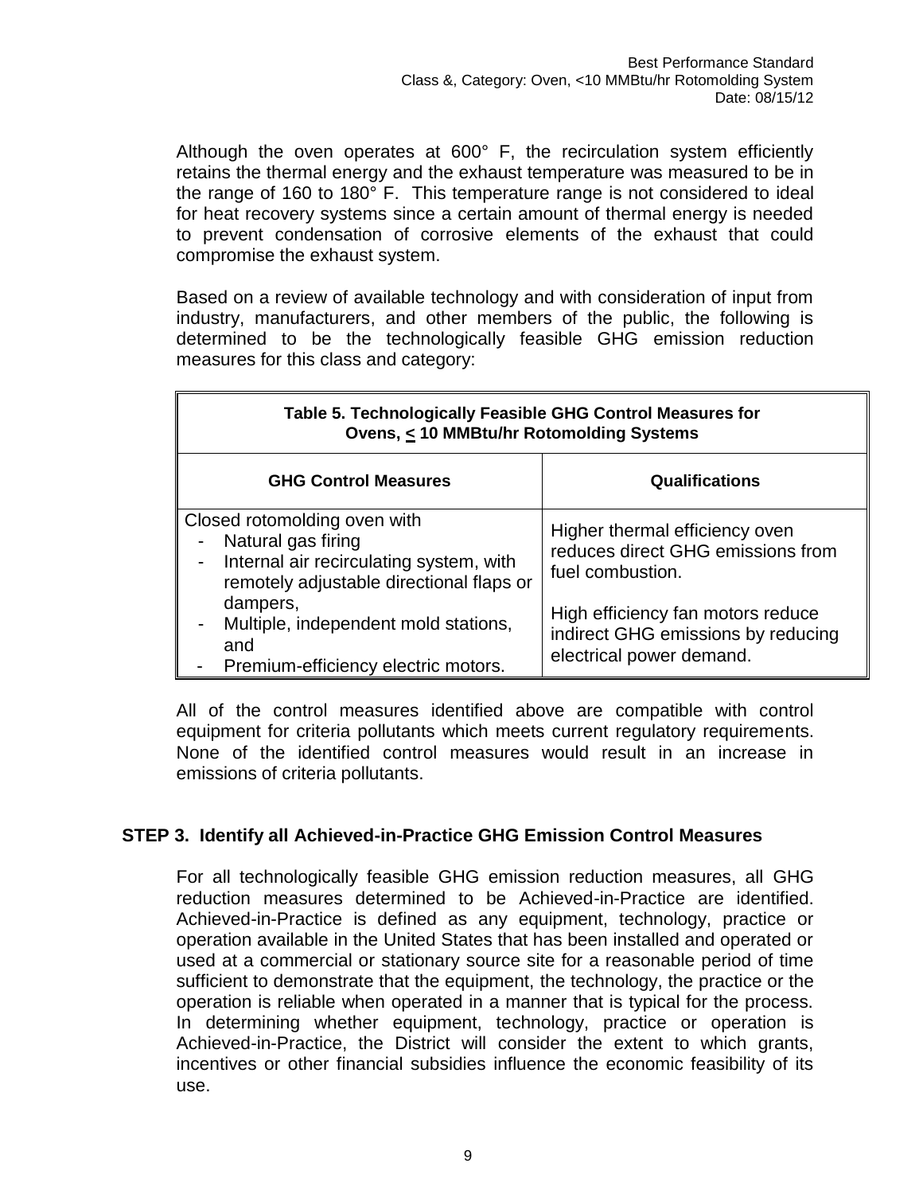Although the oven operates at 600° F, the recirculation system efficiently retains the thermal energy and the exhaust temperature was measured to be in the range of 160 to 180° F. This temperature range is not considered to ideal for heat recovery systems since a certain amount of thermal energy is needed to prevent condensation of corrosive elements of the exhaust that could compromise the exhaust system.

Based on a review of available technology and with consideration of input from industry, manufacturers, and other members of the public, the following is determined to be the technologically feasible GHG emission reduction measures for this class and category:

**Table 5. Technologically Feasible GHG Control Measures for Ovens, ≤ 10 MMBtu/hr Rotomolding Systems**

| GHG Control Measures | Qualifications |
|---|---|
| Closed rotomolding oven with<br>- Natural gas firing<br>- Internal air recirculating system, with remotely adjustable directional flaps or dampers,<br>- Multiple, independent mold stations, and<br>- Premium-efficiency electric motors. | Higher thermal efficiency oven reduces direct GHG emissions from fuel combustion.<br><br>High efficiency fan motors reduce indirect GHG emissions by reducing electrical power demand. |

All of the control measures identified above are compatible with control equipment for criteria pollutants which meets current regulatory requirements. None of the identified control measures would result in an increase in emissions of criteria pollutants.

## STEP 3. Identify all Achieved-in-Practice GHG Emission Control Measures

For all technologically feasible GHG emission reduction measures, all GHG reduction measures determined to be Achieved-in-Practice are identified. Achieved-in-Practice is defined as any equipment, technology, practice or operation available in the United States that has been installed and operated or used at a commercial or stationary source site for a reasonable period of time sufficient to demonstrate that the equipment, the technology, the practice or the operation is reliable when operated in a manner that is typical for the process. In determining whether equipment, technology, practice or operation is Achieved-in-Practice, the District will consider the extent to which grants, incentives or other financial subsidies influence the economic feasibility of its use.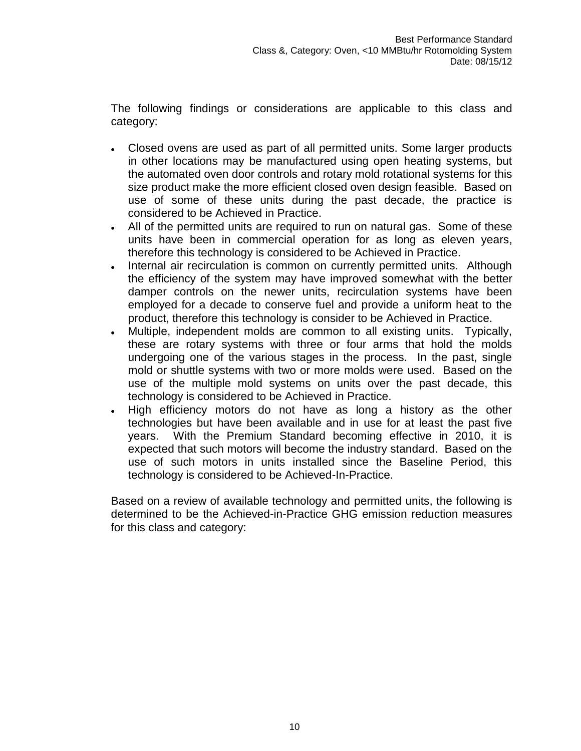The following findings or considerations are applicable to this class and category:

- Closed ovens are used as part of all permitted units. Some larger products in other locations may be manufactured using open heating systems, but the automated oven door controls and rotary mold rotational systems for this size product make the more efficient closed oven design feasible. Based on use of some of these units during the past decade, the practice is considered to be Achieved in Practice.
- All of the permitted units are required to run on natural gas. Some of these units have been in commercial operation for as long as eleven years, therefore this technology is considered to be Achieved in Practice.
- Internal air recirculation is common on currently permitted units. Although the efficiency of the system may have improved somewhat with the better damper controls on the newer units, recirculation systems have been employed for a decade to conserve fuel and provide a uniform heat to the product, therefore this technology is consider to be Achieved in Practice.
- Multiple, independent molds are common to all existing units. Typically, these are rotary systems with three or four arms that hold the molds undergoing one of the various stages in the process. In the past, single mold or shuttle systems with two or more molds were used. Based on the use of the multiple mold systems on units over the past decade, this technology is considered to be Achieved in Practice.
- High efficiency motors do not have as long a history as the other technologies but have been available and in use for at least the past five years. With the Premium Standard becoming effective in 2010, it is expected that such motors will become the industry standard. Based on the use of such motors in units installed since the Baseline Period, this technology is considered to be Achieved-In-Practice.

Based on a review of available technology and permitted units, the following is determined to be the Achieved-in-Practice GHG emission reduction measures for this class and category: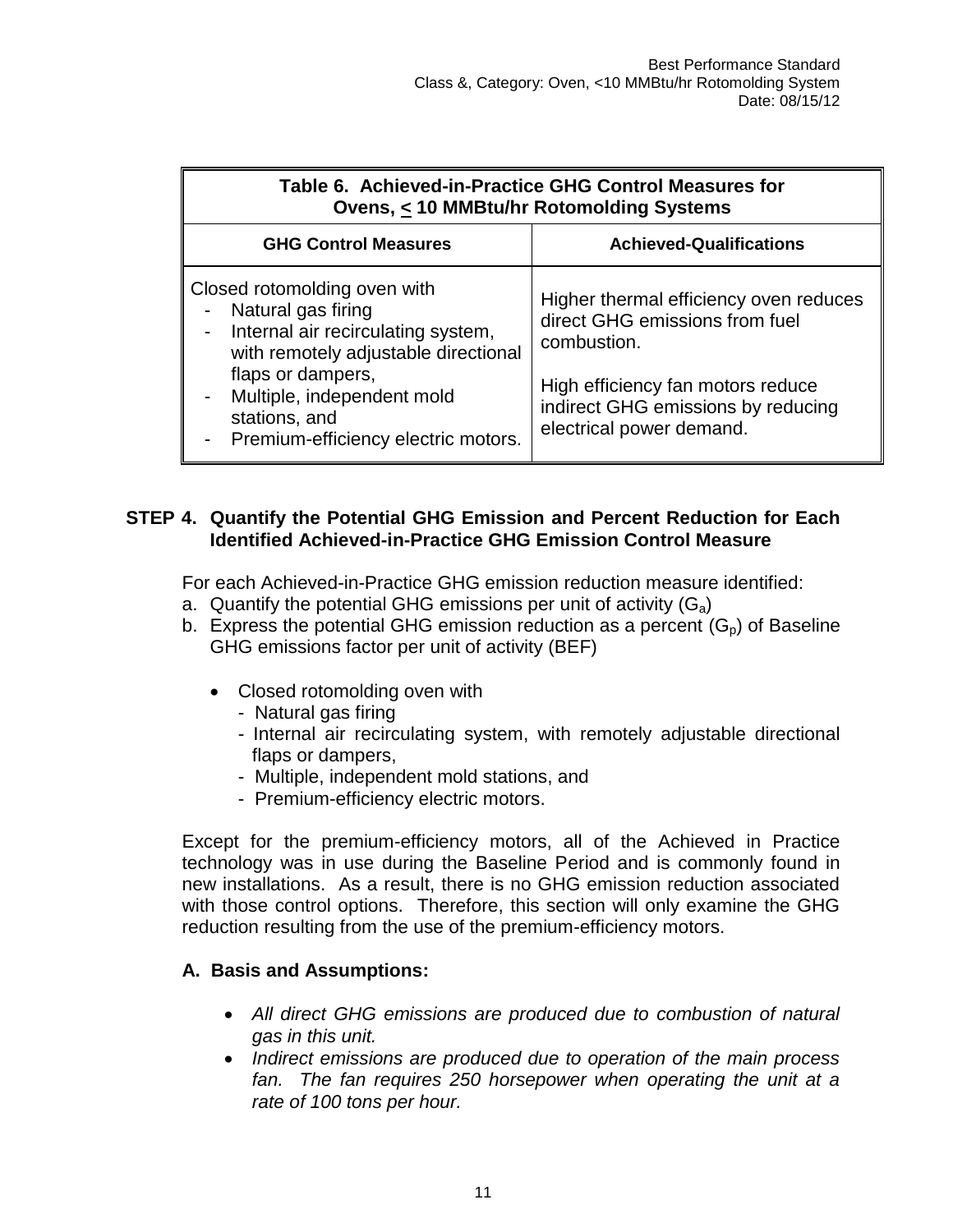| Table 6. Achieved-in-Practice GHG Control Measures for Ovens, < 10 MMBtu/hr Rotomolding Systems | |
|---|---|
| **GHG Control Measures** | **Achieved-Qualifications** |
| Closed rotomolding oven with<br>- Natural gas firing<br>- Internal air recirculating system, with remotely adjustable directional flaps or dampers,<br>- Multiple, independent mold stations, and<br>- Premium-efficiency electric motors. | Higher thermal efficiency oven reduces direct GHG emissions from fuel combustion.<br><br>High efficiency fan motors reduce indirect GHG emissions by reducing electrical power demand. |

## STEP 4. Quantify the Potential GHG Emission and Percent Reduction for Each Identified Achieved-in-Practice GHG Emission Control Measure

For each Achieved-in-Practice GHG emission reduction measure identified:

a. Quantify the potential GHG emissions per unit of activity ($G_a$)
b. Express the potential GHG emission reduction as a percent ($G_p$) of Baseline GHG emissions factor per unit of activity (BEF)

- Closed rotomolding oven with
  - Natural gas firing
  - Internal air recirculating system, with remotely adjustable directional flaps or dampers,
  - Multiple, independent mold stations, and
  - Premium-efficiency electric motors.

Except for the premium-efficiency motors, all of the Achieved in Practice technology was in use during the Baseline Period and is commonly found in new installations. As a result, there is no GHG emission reduction associated with those control options. Therefore, this section will only examine the GHG reduction resulting from the use of the premium-efficiency motors.

### A. Basis and Assumptions:

- *All direct GHG emissions are produced due to combustion of natural gas in this unit.*
- *Indirect emissions are produced due to operation of the main process fan. The fan requires 250 horsepower when operating the unit at a rate of 100 tons per hour.*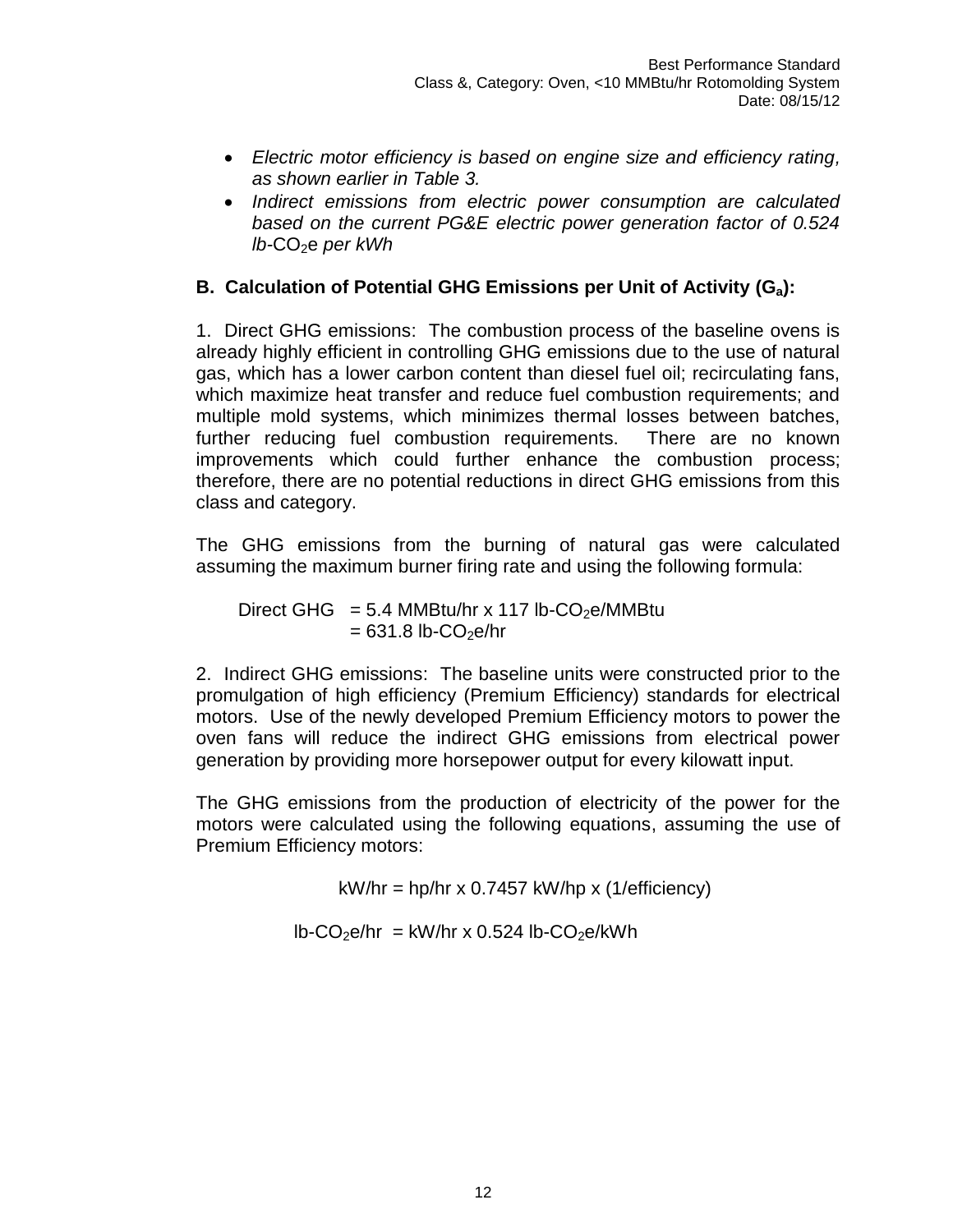- *Electric motor efficiency is based on engine size and efficiency rating, as shown earlier in Table 3.*
- *Indirect emissions from electric power consumption are calculated based on the current PG&E electric power generation factor of 0.524 lb-$CO_2$e per kWh*

### B. Calculation of Potential GHG Emissions per Unit of Activity ($G_a$):

1. Direct GHG emissions: The combustion process of the baseline ovens is already highly efficient in controlling GHG emissions due to the use of natural gas, which has a lower carbon content than diesel fuel oil; recirculating fans, which maximize heat transfer and reduce fuel combustion requirements; and multiple mold systems, which minimizes thermal losses between batches, further reducing fuel combustion requirements. There are no known improvements which could further enhance the combustion process; therefore, there are no potential reductions in direct GHG emissions from this class and category.

The GHG emissions from the burning of natural gas were calculated assuming the maximum burner firing rate and using the following formula:

$$\text{Direct GHG} = 5.4 \text{ MMBtu/hr} \times 117 \text{ lb-}CO_2\text{e/MMBtu}$$
$$= 631.8 \text{ lb-}CO_2\text{e/hr}$$

2. Indirect GHG emissions: The baseline units were constructed prior to the promulgation of high efficiency (Premium Efficiency) standards for electrical motors. Use of the newly developed Premium Efficiency motors to power the oven fans will reduce the indirect GHG emissions from electrical power generation by providing more horsepower output for every kilowatt input.

The GHG emissions from the production of electricity of the power for the motors were calculated using the following equations, assuming the use of Premium Efficiency motors:

$$\text{kW/hr} = \text{hp/hr} \times 0.7457 \text{ kW/hp} \times (1/\text{efficiency})$$

$$\text{lb-}CO_2\text{e/hr} = \text{kW/hr} \times 0.524 \text{ lb-}CO_2\text{e/kWh}$$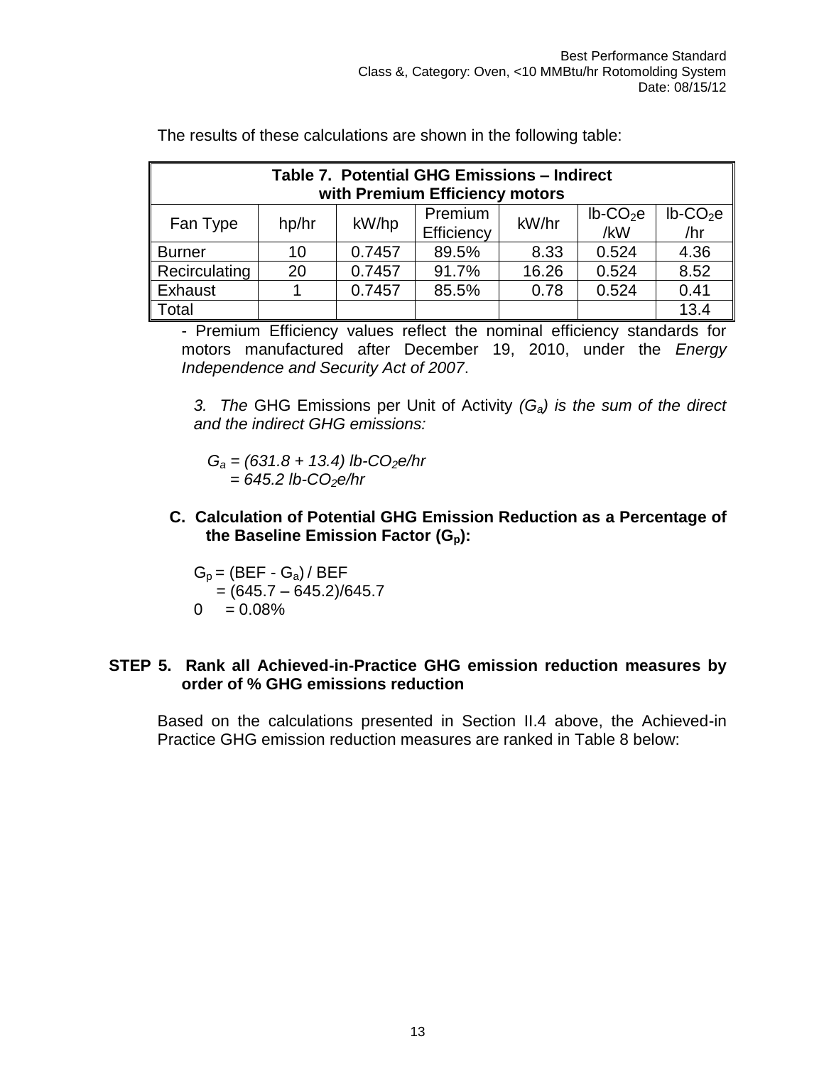The results of these calculations are shown in the following table:

| **Table 7. Potential GHG Emissions – Indirect with Premium Efficiency motors** | | | | | | |
|---|---|---|---|---|---|---|
| Fan Type | hp/hr | kW/hp | Premium Efficiency | kW/hr | lb-$CO_2$e /kW | lb-$CO_2$e /hr |
| Burner | 10 | 0.7457 | 89.5% | 8.33 | 0.524 | 4.36 |
| Recirculating | 20 | 0.7457 | 91.7% | 16.26 | 0.524 | 8.52 |
| Exhaust | 1 | 0.7457 | 85.5% | 0.78 | 0.524 | 0.41 |
| Total | | | | | | 13.4 |

- Premium Efficiency values reflect the nominal efficiency standards for motors manufactured after December 19, 2010, under the *Energy Independence and Security Act of 2007*.

*3. The* GHG Emissions per Unit of Activity *($G_a$) is the sum of the direct and the indirect GHG emissions:*

$$G_a = (631.8 + 13.4)\ lb\text{-}CO_2e/hr$$
$$= 645.2\ lb\text{-}CO_2e/hr$$

**C. Calculation of Potential GHG Emission Reduction as a Percentage of the Baseline Emission Factor ($G_p$):**

$$G_p = (BEF - G_a) / BEF$$
$$= (645.7 – 645.2)/645.7$$
0 $= 0.08\%$

**STEP 5. Rank all Achieved-in-Practice GHG emission reduction measures by order of % GHG emissions reduction**

Based on the calculations presented in Section II.4 above, the Achieved-in Practice GHG emission reduction measures are ranked in Table 8 below: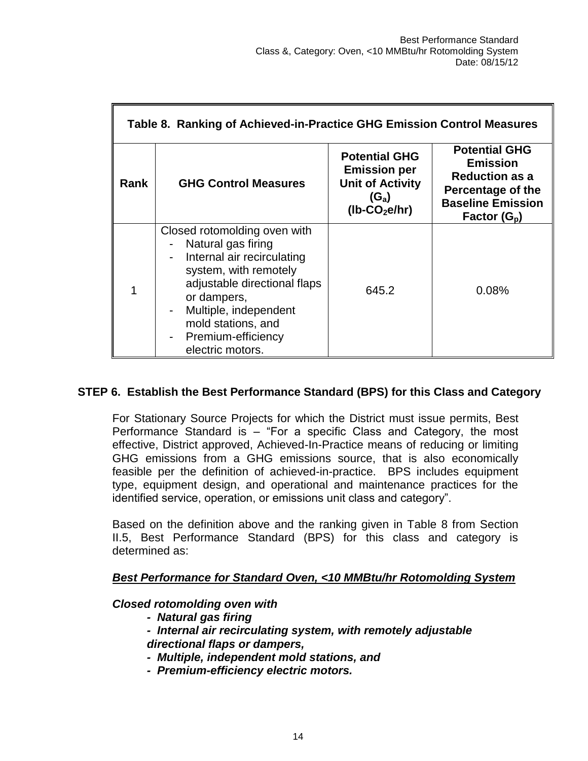**Table 8. Ranking of Achieved-in-Practice GHG Emission Control Measures**

| Rank | GHG Control Measures | Potential GHG Emission per Unit of Activity ($G_a$) (lb-$CO_2$e/hr) | Potential GHG Emission Reduction as a Percentage of the Baseline Emission Factor ($G_p$) |
|---|---|---|---|
| 1 | Closed rotomolding oven with<br>- Natural gas firing<br>- Internal air recirculating system, with remotely adjustable directional flaps or dampers,<br>- Multiple, independent mold stations, and<br>- Premium-efficiency electric motors. | 645.2 | 0.08% |

## STEP 6. Establish the Best Performance Standard (BPS) for this Class and Category

For Stationary Source Projects for which the District must issue permits, Best Performance Standard is – "For a specific Class and Category, the most effective, District approved, Achieved-In-Practice means of reducing or limiting GHG emissions from a GHG emissions source, that is also economically feasible per the definition of achieved-in-practice. BPS includes equipment type, equipment design, and operational and maintenance practices for the identified service, operation, or emissions unit class and category".

Based on the definition above and the ranking given in Table 8 from Section II.5, Best Performance Standard (BPS) for this class and category is determined as:

***Best Performance for Standard Oven, <10 MMBtu/hr Rotomolding System***

***Closed rotomolding oven with***

- ***Natural gas firing***
- ***Internal air recirculating system, with remotely adjustable directional flaps or dampers,***
- ***Multiple, independent mold stations, and***
- ***Premium-efficiency electric motors.***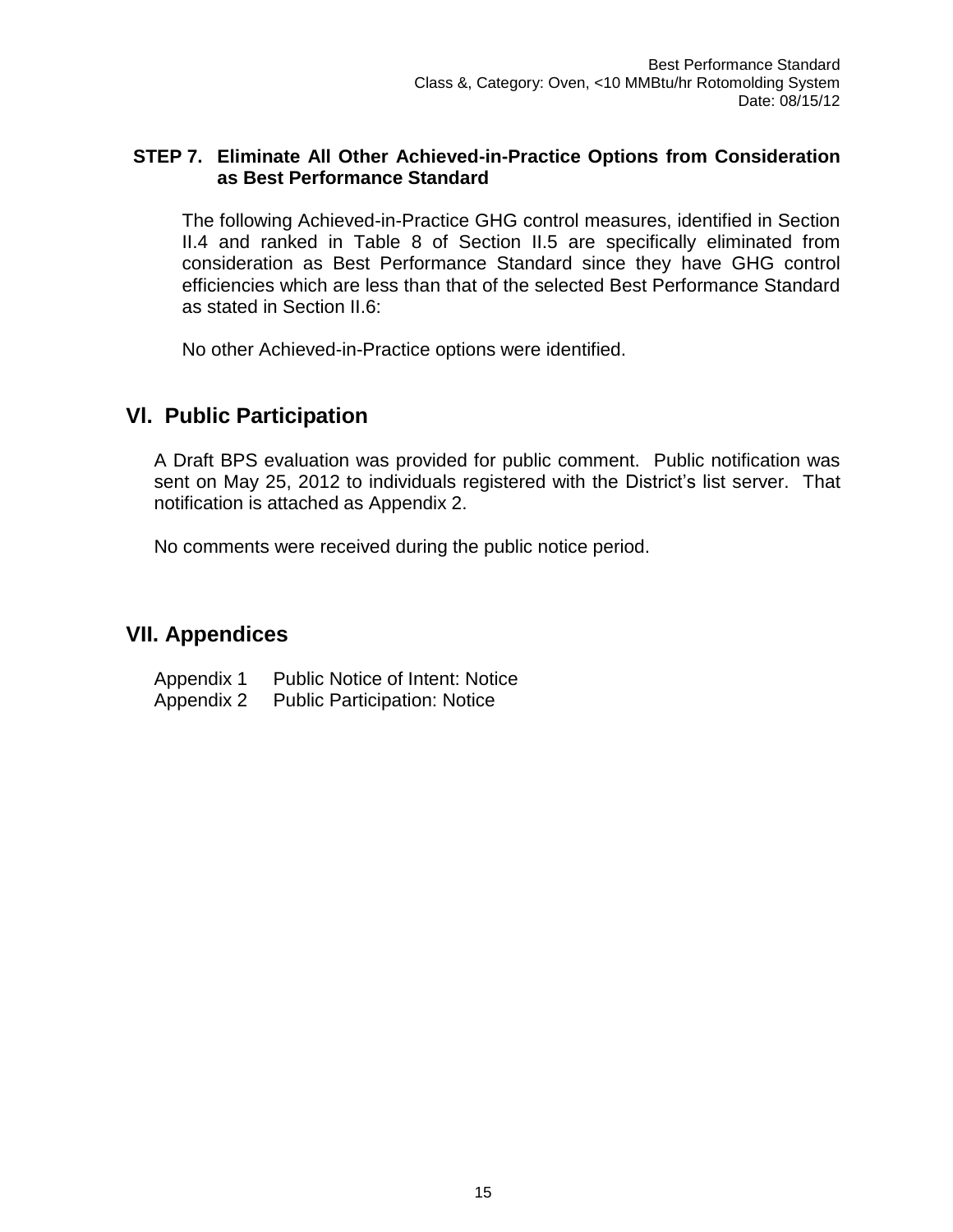**STEP 7. Eliminate All Other Achieved-in-Practice Options from Consideration as Best Performance Standard**

The following Achieved-in-Practice GHG control measures, identified in Section II.4 and ranked in Table 8 of Section II.5 are specifically eliminated from consideration as Best Performance Standard since they have GHG control efficiencies which are less than that of the selected Best Performance Standard as stated in Section II.6:

No other Achieved-in-Practice options were identified.

## VI. Public Participation

A Draft BPS evaluation was provided for public comment. Public notification was sent on May 25, 2012 to individuals registered with the District's list server. That notification is attached as Appendix 2.

No comments were received during the public notice period.

## VII. Appendices

Appendix 1 Public Notice of Intent: Notice
Appendix 2 Public Participation: Notice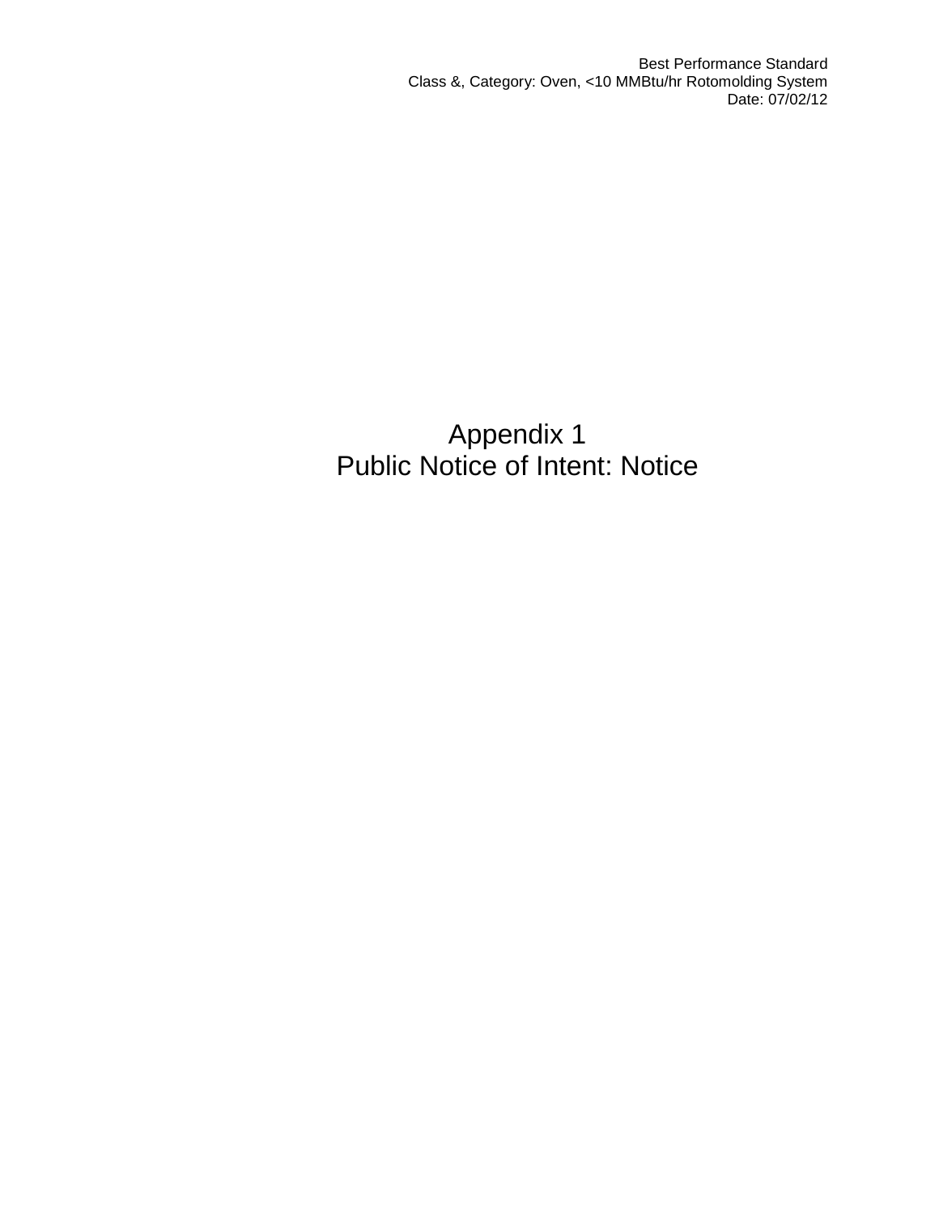# Appendix 1
# Public Notice of Intent: Notice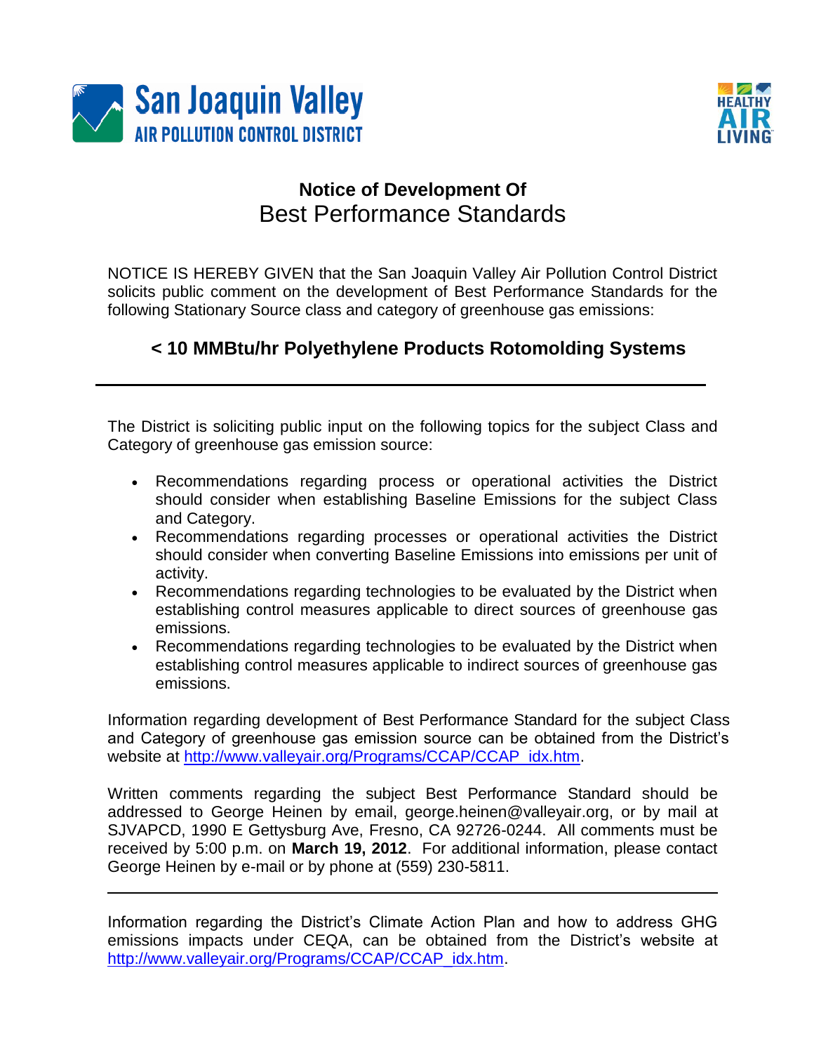San Joaquin Valley
AIR POLLUTION CONTROL DISTRICT

HEALTHY AIR LIVING

# Notice of Development Of
## Best Performance Standards

NOTICE IS HEREBY GIVEN that the San Joaquin Valley Air Pollution Control District solicits public comment on the development of Best Performance Standards for the following Stationary Source class and category of greenhouse gas emissions:

### < 10 MMBtu/hr Polyethylene Products Rotomolding Systems

---

The District is soliciting public input on the following topics for the subject Class and Category of greenhouse gas emission source:

- Recommendations regarding process or operational activities the District should consider when establishing Baseline Emissions for the subject Class and Category.
- Recommendations regarding processes or operational activities the District should consider when converting Baseline Emissions into emissions per unit of activity.
- Recommendations regarding technologies to be evaluated by the District when establishing control measures applicable to direct sources of greenhouse gas emissions.
- Recommendations regarding technologies to be evaluated by the District when establishing control measures applicable to indirect sources of greenhouse gas emissions.

Information regarding development of Best Performance Standard for the subject Class and Category of greenhouse gas emission source can be obtained from the District's website at http://www.valleyair.org/Programs/CCAP/CCAP_idx.htm.

Written comments regarding the subject Best Performance Standard should be addressed to George Heinen by email, george.heinen@valleyair.org, or by mail at SJVAPCD, 1990 E Gettysburg Ave, Fresno, CA 92726-0244. All comments must be received by 5:00 p.m. on **March 19, 2012**. For additional information, please contact George Heinen by e-mail or by phone at (559) 230-5811.

---

Information regarding the District's Climate Action Plan and how to address GHG emissions impacts under CEQA, can be obtained from the District's website at http://www.valleyair.org/Programs/CCAP/CCAP_idx.htm.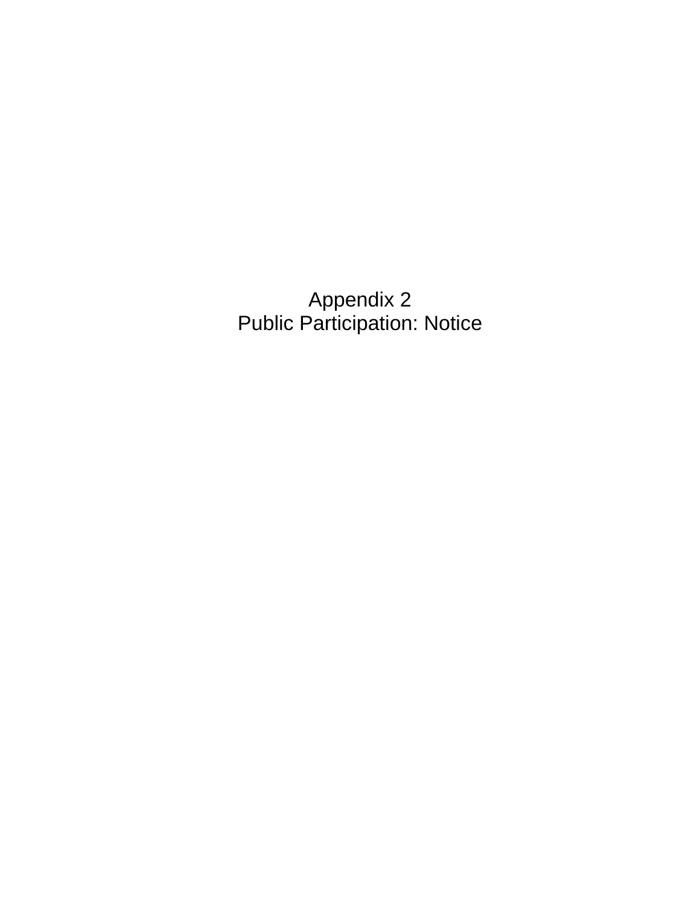# Appendix 2
# Public Participation: Notice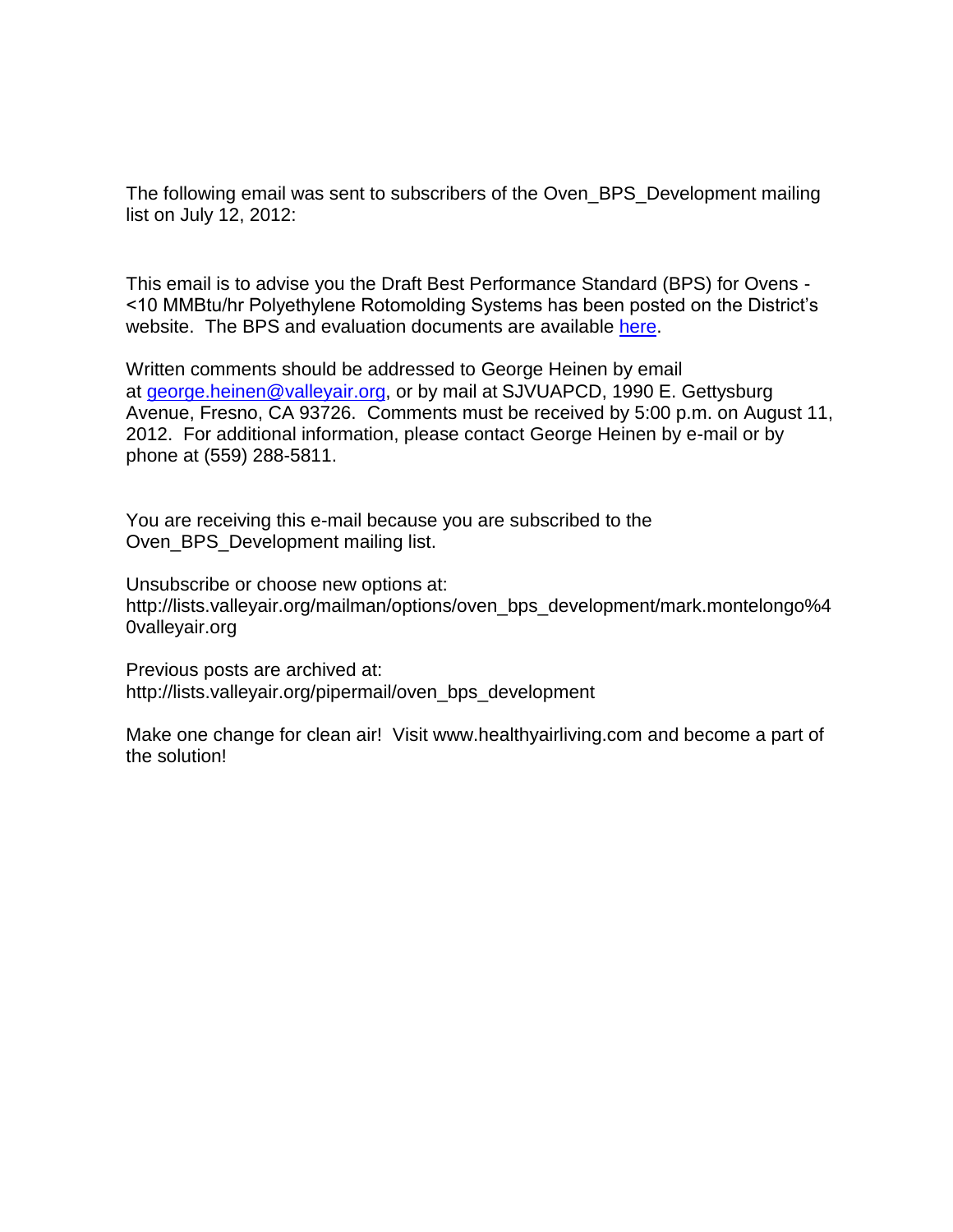The following email was sent to subscribers of the Oven_BPS_Development mailing list on July 12, 2012:

This email is to advise you the Draft Best Performance Standard (BPS) for Ovens - <10 MMBtu/hr Polyethylene Rotomolding Systems has been posted on the District's website. The BPS and evaluation documents are available here.

Written comments should be addressed to George Heinen by email at george.heinen@valleyair.org, or by mail at SJVUAPCD, 1990 E. Gettysburg Avenue, Fresno, CA 93726. Comments must be received by 5:00 p.m. on August 11, 2012. For additional information, please contact George Heinen by e-mail or by phone at (559) 288-5811.

You are receiving this e-mail because you are subscribed to the Oven_BPS_Development mailing list.

Unsubscribe or choose new options at:
http://lists.valleyair.org/mailman/options/oven_bps_development/mark.montelongo%40valleyair.org

Previous posts are archived at:
http://lists.valleyair.org/pipermail/oven_bps_development

Make one change for clean air! Visit www.healthyairliving.com and become a part of the solution!